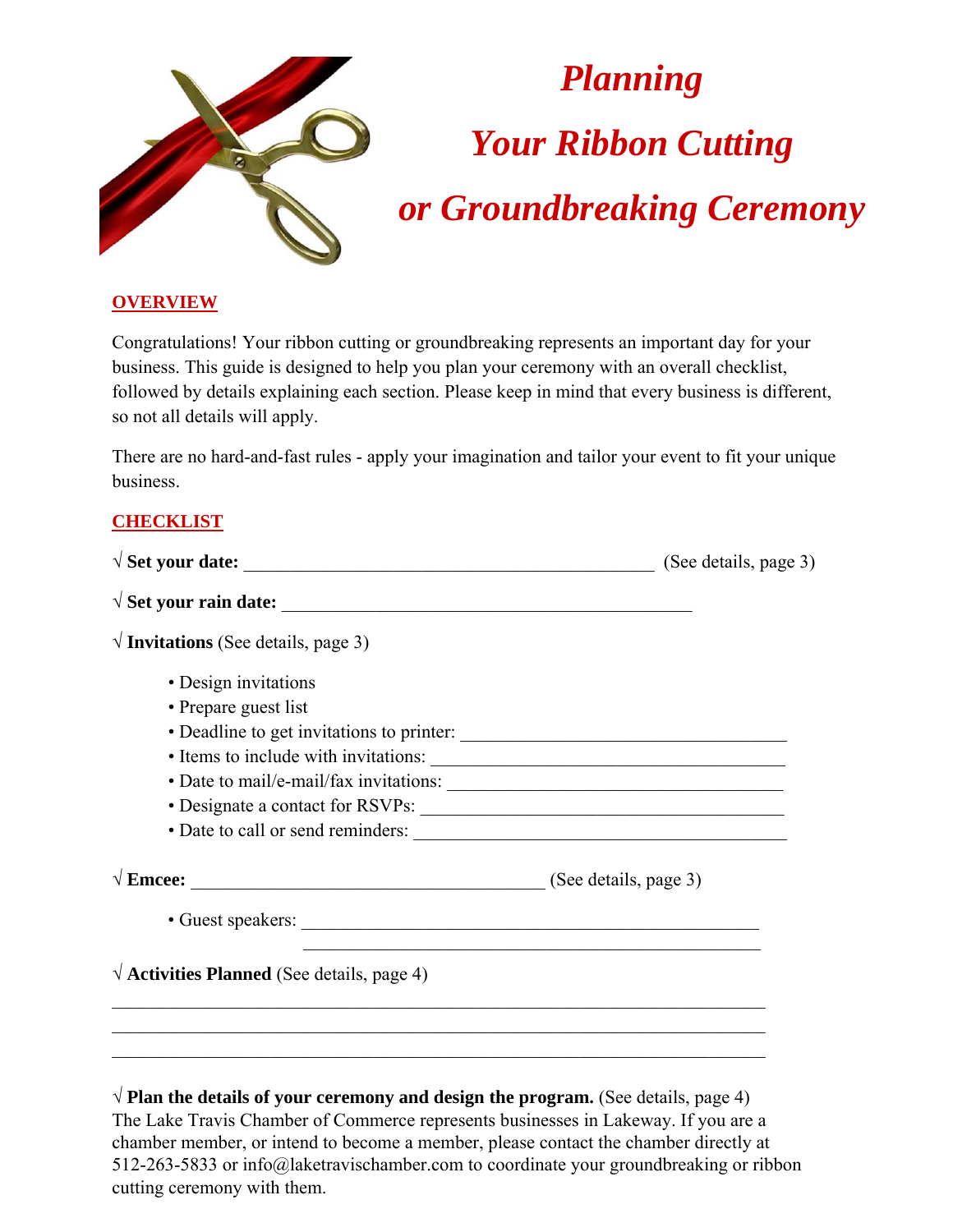# *Planning Your Ribbon Cutting or Groundbreaking Ceremony*

## OVERVIEW

Congratulations! Your ribbon cutting or groundbreaking represents an important day for your business. This guide is designed to help you plan your ceremony with an overall checklist, followed by details explaining each section. Please keep in mind that every business is different, so not all details will apply.

There are no hard-and-fast rules - apply your imagination and tailor your event to fit your unique business.

## CHECKLIST

√ **Set your date:** _____________________________________________ (See details, page 3)

√ **Set your rain date:** _____________________________________________

√ **Invitations** (See details, page 3)

- Design invitations
- Prepare guest list
- Deadline to get invitations to printer: ___________________________________
- Items to include with invitations: ____________________________________
- Date to mail/e-mail/fax invitations: ___________________________________
- Designate a contact for RSVPs: _______________________________________
- Date to call or send reminders: _______________________________________

√ **Emcee:** _______________________________________ (See details, page 3)

- Guest speakers: _________________________________________________
  _________________________________________________

√ **Activities Planned** (See details, page 4)

_________________________________________________________________________
_________________________________________________________________________
_________________________________________________________________________

√ **Plan the details of your ceremony and design the program.** (See details, page 4)
The Lake Travis Chamber of Commerce represents businesses in Lakeway. If you are a chamber member, or intend to become a member, please contact the chamber directly at 512-263-5833 or info@laketravischamber.com to coordinate your groundbreaking or ribbon cutting ceremony with them.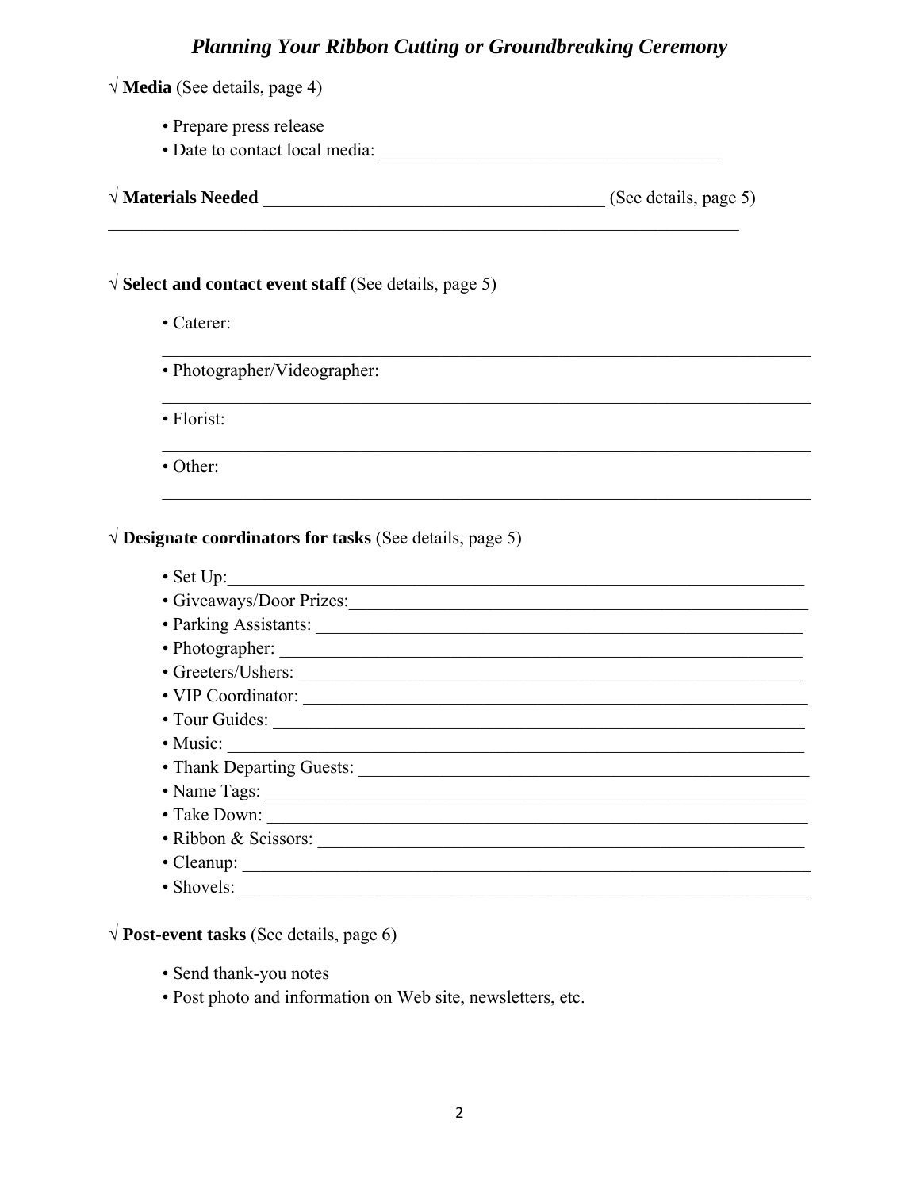# *Planning Your Ribbon Cutting or Groundbreaking Ceremony*

√ **Media** (See details, page 4)

- Prepare press release
- Date to contact local media: ______________________________________

√ **Materials Needed** ______________________________________ (See details, page 5)

______________________________________________________________________

√ **Select and contact event staff** (See details, page 5)

- Caterer:

  ______________________________________________________________________
- Photographer/Videographer:

  ______________________________________________________________________
- Florist:

  ______________________________________________________________________
- Other:

  ______________________________________________________________________

√ **Designate coordinators for tasks** (See details, page 5)

- Set Up:______________________________________________________________
- Giveaways/Door Prizes:_______________________________________________
- Parking Assistants: __________________________________________________
- Photographer: ______________________________________________________
- Greeters/Ushers: ____________________________________________________
- VIP Coordinator: ____________________________________________________
- Tour Guides: _______________________________________________________
- Music: ____________________________________________________________
- Thank Departing Guests: ______________________________________________
- Name Tags: ________________________________________________________
- Take Down: ________________________________________________________
- Ribbon & Scissors: __________________________________________________
- Cleanup: __________________________________________________________
- Shovels: __________________________________________________________

√ **Post-event tasks** (See details, page 6)

- Send thank-you notes
- Post photo and information on Web site, newsletters, etc.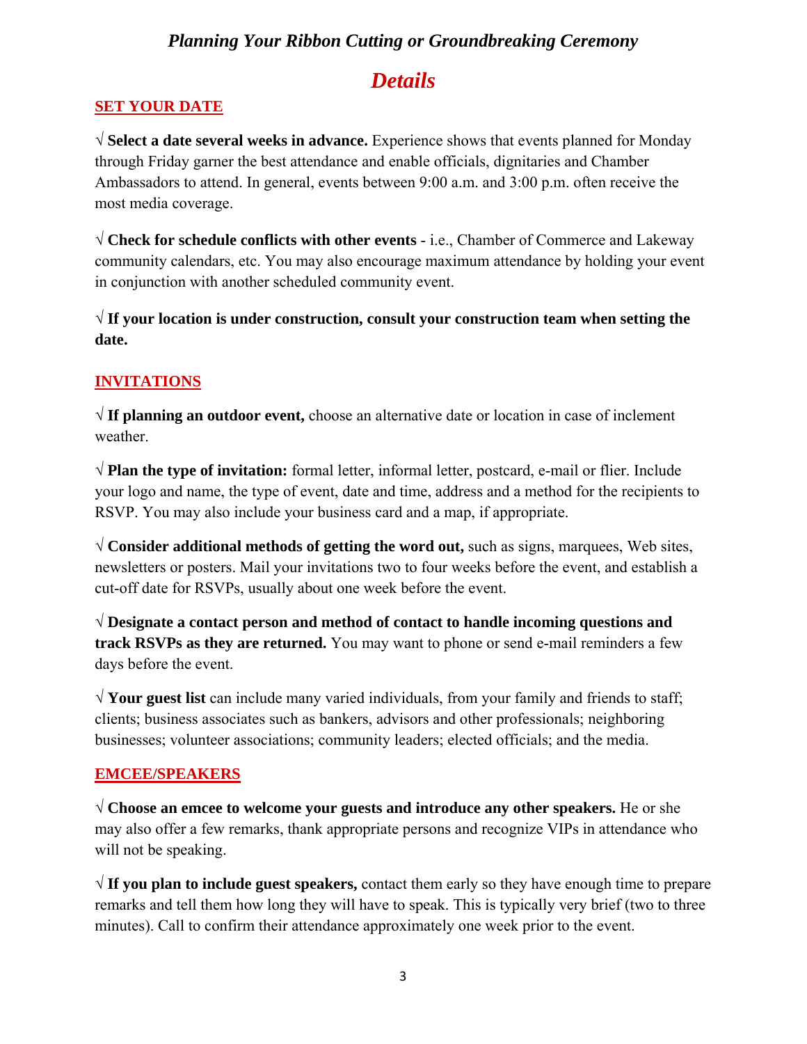# *Planning Your Ribbon Cutting or Groundbreaking Ceremony*

## *Details*

### SET YOUR DATE

√ **Select a date several weeks in advance.** Experience shows that events planned for Monday through Friday garner the best attendance and enable officials, dignitaries and Chamber Ambassadors to attend. In general, events between 9:00 a.m. and 3:00 p.m. often receive the most media coverage.

√ **Check for schedule conflicts with other events** - i.e., Chamber of Commerce and Lakeway community calendars, etc. You may also encourage maximum attendance by holding your event in conjunction with another scheduled community event.

√ **If your location is under construction, consult your construction team when setting the date.**

### INVITATIONS

√ **If planning an outdoor event,** choose an alternative date or location in case of inclement weather.

√ **Plan the type of invitation:** formal letter, informal letter, postcard, e-mail or flier. Include your logo and name, the type of event, date and time, address and a method for the recipients to RSVP. You may also include your business card and a map, if appropriate.

√ **Consider additional methods of getting the word out,** such as signs, marquees, Web sites, newsletters or posters. Mail your invitations two to four weeks before the event, and establish a cut-off date for RSVPs, usually about one week before the event.

√ **Designate a contact person and method of contact to handle incoming questions and track RSVPs as they are returned.** You may want to phone or send e-mail reminders a few days before the event.

√ **Your guest list** can include many varied individuals, from your family and friends to staff; clients; business associates such as bankers, advisors and other professionals; neighboring businesses; volunteer associations; community leaders; elected officials; and the media.

### EMCEE/SPEAKERS

√ **Choose an emcee to welcome your guests and introduce any other speakers.** He or she may also offer a few remarks, thank appropriate persons and recognize VIPs in attendance who will not be speaking.

√ **If you plan to include guest speakers,** contact them early so they have enough time to prepare remarks and tell them how long they will have to speak. This is typically very brief (two to three minutes). Call to confirm their attendance approximately one week prior to the event.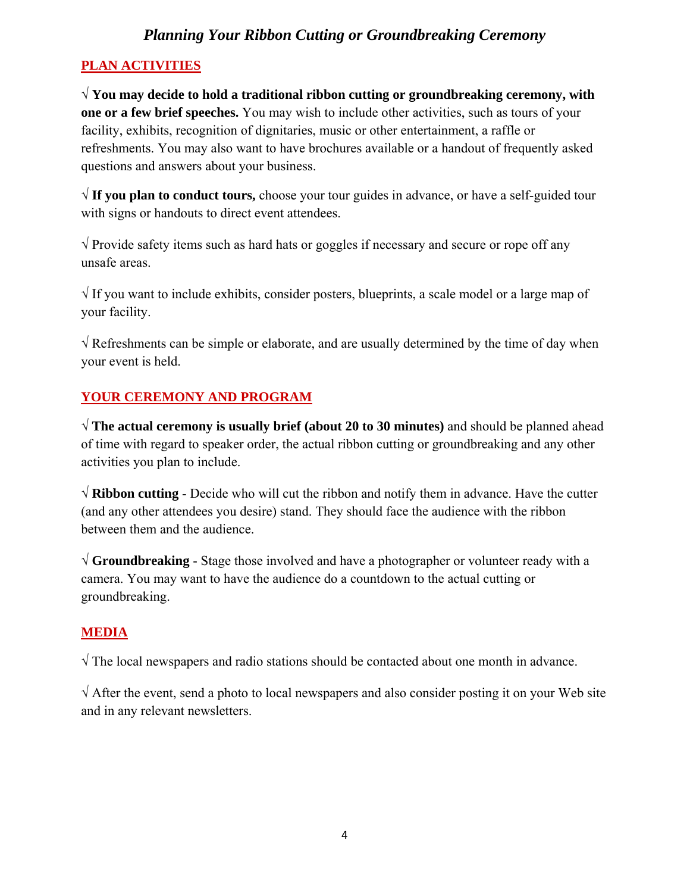# *Planning Your Ribbon Cutting or Groundbreaking Ceremony*

## PLAN ACTIVITIES

√ **You may decide to hold a traditional ribbon cutting or groundbreaking ceremony, with one or a few brief speeches.** You may wish to include other activities, such as tours of your facility, exhibits, recognition of dignitaries, music or other entertainment, a raffle or refreshments. You may also want to have brochures available or a handout of frequently asked questions and answers about your business.

√ **If you plan to conduct tours,** choose your tour guides in advance, or have a self-guided tour with signs or handouts to direct event attendees.

√ Provide safety items such as hard hats or goggles if necessary and secure or rope off any unsafe areas.

√ If you want to include exhibits, consider posters, blueprints, a scale model or a large map of your facility.

√ Refreshments can be simple or elaborate, and are usually determined by the time of day when your event is held.

## YOUR CEREMONY AND PROGRAM

√ **The actual ceremony is usually brief (about 20 to 30 minutes)** and should be planned ahead of time with regard to speaker order, the actual ribbon cutting or groundbreaking and any other activities you plan to include.

√ **Ribbon cutting** - Decide who will cut the ribbon and notify them in advance. Have the cutter (and any other attendees you desire) stand. They should face the audience with the ribbon between them and the audience.

√ **Groundbreaking** - Stage those involved and have a photographer or volunteer ready with a camera. You may want to have the audience do a countdown to the actual cutting or groundbreaking.

## MEDIA

√ The local newspapers and radio stations should be contacted about one month in advance.

√ After the event, send a photo to local newspapers and also consider posting it on your Web site and in any relevant newsletters.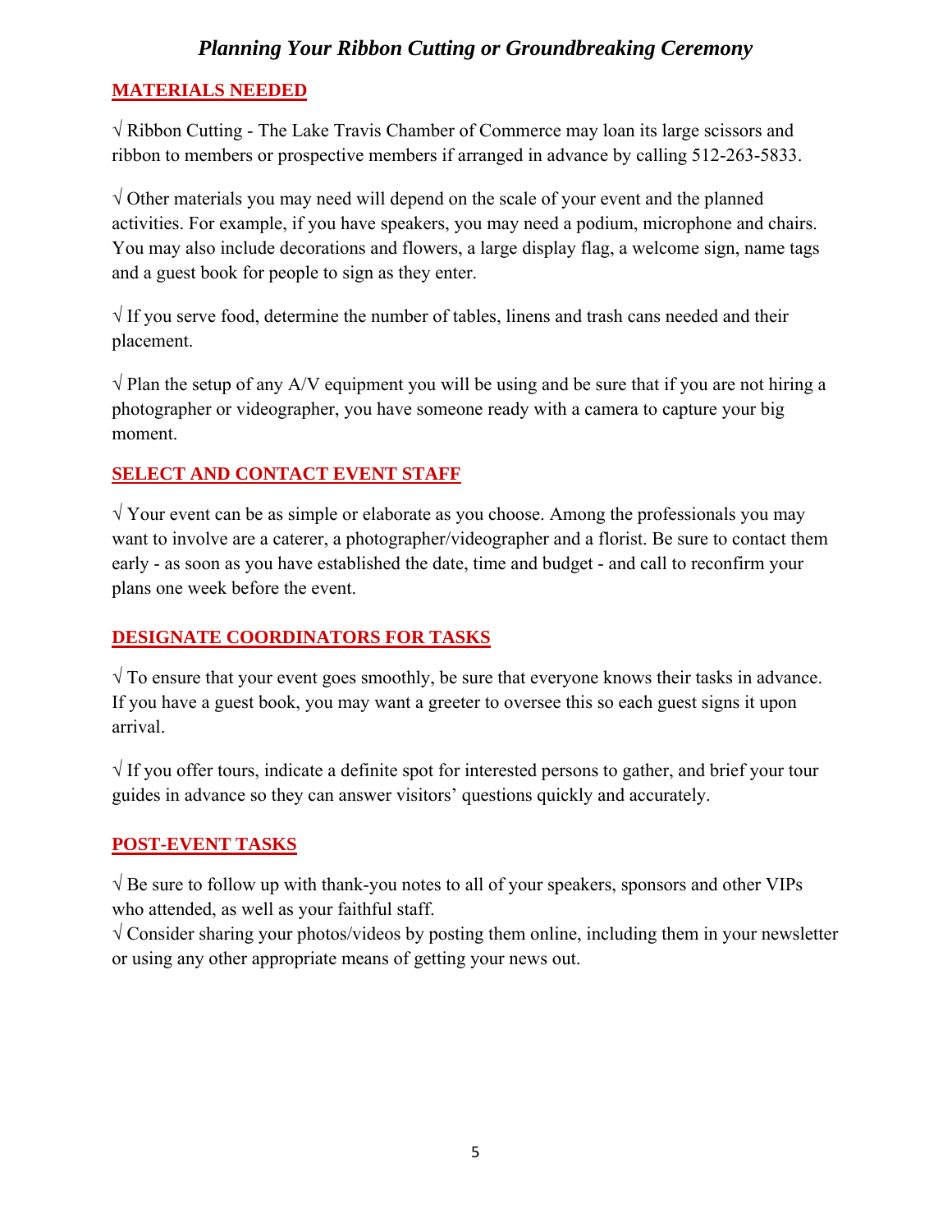# *Planning Your Ribbon Cutting or Groundbreaking Ceremony*

## MATERIALS NEEDED

√ Ribbon Cutting - The Lake Travis Chamber of Commerce may loan its large scissors and ribbon to members or prospective members if arranged in advance by calling 512-263-5833.

√ Other materials you may need will depend on the scale of your event and the planned activities. For example, if you have speakers, you may need a podium, microphone and chairs. You may also include decorations and flowers, a large display flag, a welcome sign, name tags and a guest book for people to sign as they enter.

√ If you serve food, determine the number of tables, linens and trash cans needed and their placement.

√ Plan the setup of any A/V equipment you will be using and be sure that if you are not hiring a photographer or videographer, you have someone ready with a camera to capture your big moment.

## SELECT AND CONTACT EVENT STAFF

√ Your event can be as simple or elaborate as you choose. Among the professionals you may want to involve are a caterer, a photographer/videographer and a florist. Be sure to contact them early - as soon as you have established the date, time and budget - and call to reconfirm your plans one week before the event.

## DESIGNATE COORDINATORS FOR TASKS

√ To ensure that your event goes smoothly, be sure that everyone knows their tasks in advance. If you have a guest book, you may want a greeter to oversee this so each guest signs it upon arrival.

√ If you offer tours, indicate a definite spot for interested persons to gather, and brief your tour guides in advance so they can answer visitors' questions quickly and accurately.

## POST-EVENT TASKS

√ Be sure to follow up with thank-you notes to all of your speakers, sponsors and other VIPs who attended, as well as your faithful staff.

√ Consider sharing your photos/videos by posting them online, including them in your newsletter or using any other appropriate means of getting your news out.